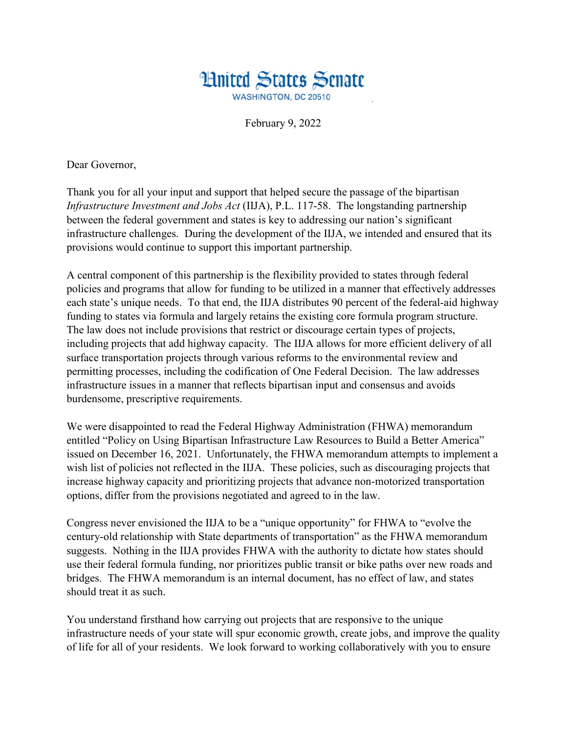# United States Senate

WASHINGTON, DC 20510

February 9, 2022

Dear Governor,

Thank you for all your input and support that helped secure the passage of the bipartisan *Infrastructure Investment and Jobs Act* (IIJA), P.L. 117-58. The longstanding partnership between the federal government and states is key to addressing our nation's significant infrastructure challenges. During the development of the IIJA, we intended and ensured that its provisions would continue to support this important partnership.

A central component of this partnership is the flexibility provided to states through federal policies and programs that allow for funding to be utilized in a manner that effectively addresses each state's unique needs. To that end, the IIJA distributes 90 percent of the federal-aid highway funding to states via formula and largely retains the existing core formula program structure. The law does not include provisions that restrict or discourage certain types of projects, including projects that add highway capacity. The IIJA allows for more efficient delivery of all surface transportation projects through various reforms to the environmental review and permitting processes, including the codification of One Federal Decision. The law addresses infrastructure issues in a manner that reflects bipartisan input and consensus and avoids burdensome, prescriptive requirements.

We were disappointed to read the Federal Highway Administration (FHWA) memorandum entitled "Policy on Using Bipartisan Infrastructure Law Resources to Build a Better America" issued on December 16, 2021. Unfortunately, the FHWA memorandum attempts to implement a wish list of policies not reflected in the IIJA. These policies, such as discouraging projects that increase highway capacity and prioritizing projects that advance non-motorized transportation options, differ from the provisions negotiated and agreed to in the law.

Congress never envisioned the IIJA to be a "unique opportunity" for FHWA to "evolve the century-old relationship with State departments of transportation" as the FHWA memorandum suggests. Nothing in the IIJA provides FHWA with the authority to dictate how states should use their federal formula funding, nor prioritizes public transit or bike paths over new roads and bridges. The FHWA memorandum is an internal document, has no effect of law, and states should treat it as such.

You understand firsthand how carrying out projects that are responsive to the unique infrastructure needs of your state will spur economic growth, create jobs, and improve the quality of life for all of your residents. We look forward to working collaboratively with you to ensure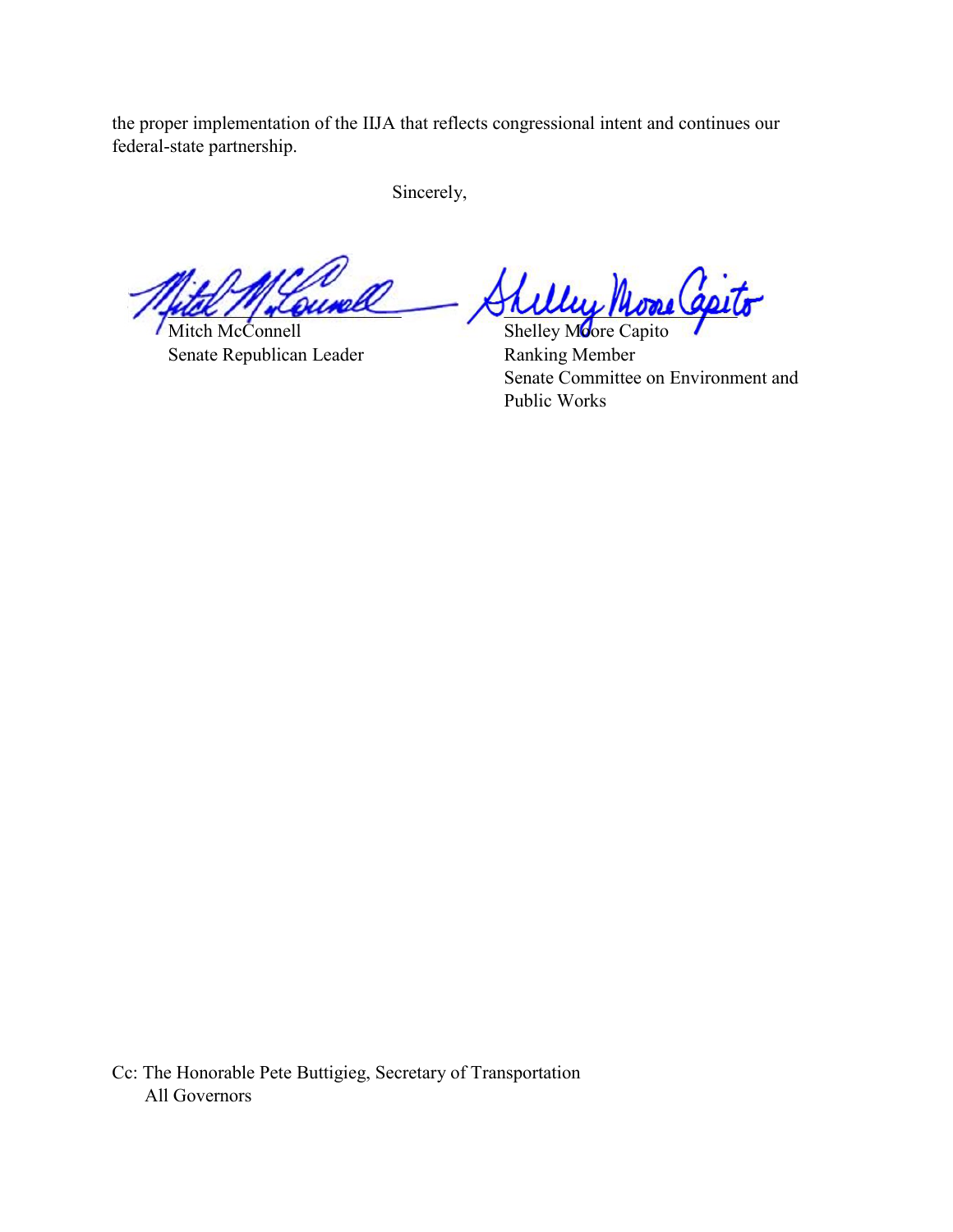the proper implementation of the IIJA that reflects congressional intent and continues our federal-state partnership.

Sincerely,

Mitch McConnell
Senate Republican Leader

Shelley Moore Capito
Ranking Member
Senate Committee on Environment and Public Works

Cc: The Honorable Pete Buttigieg, Secretary of Transportation
All Governors